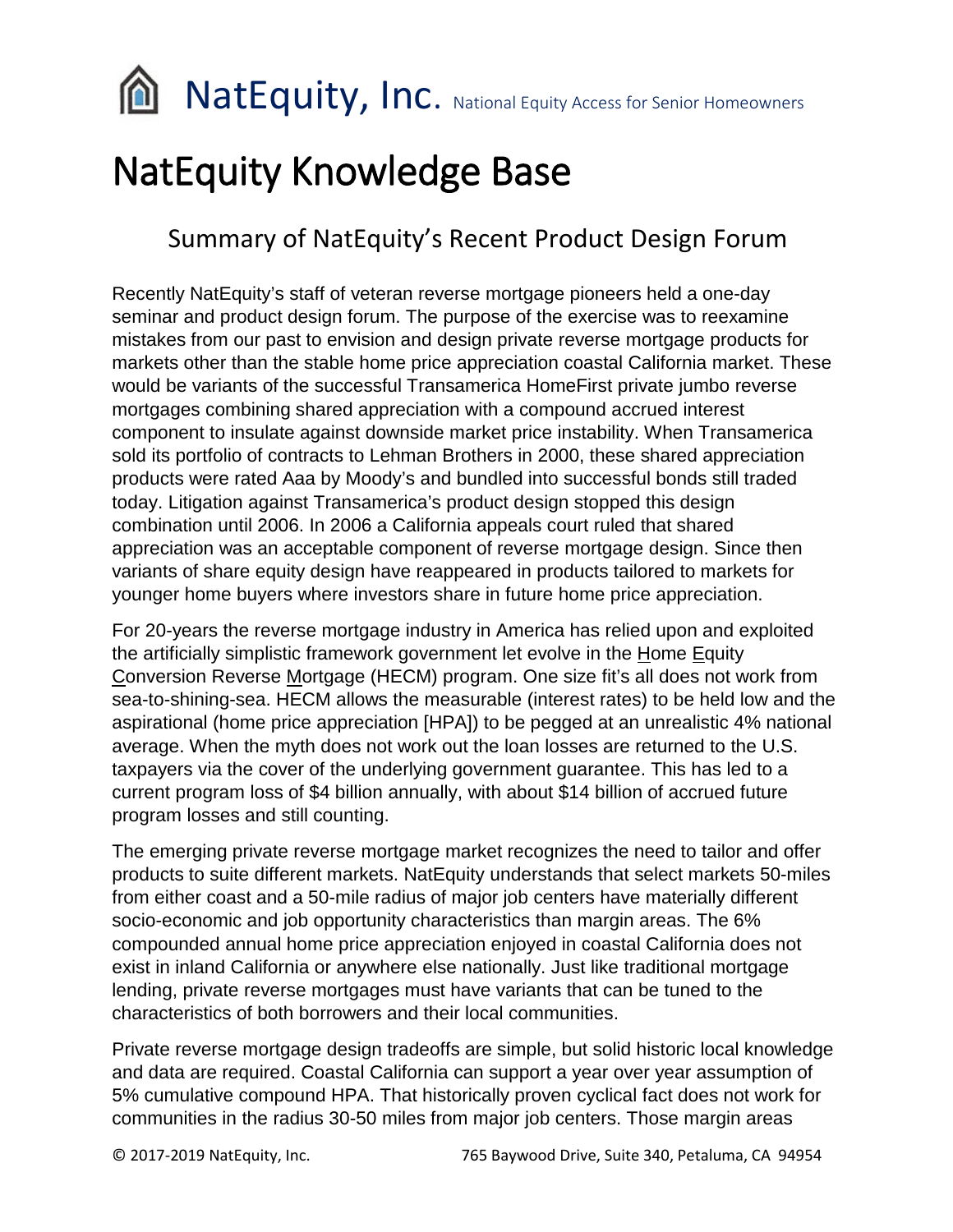NatEquity, Inc. National Equity Access for Senior Homeowners

# NatEquity Knowledge Base

## Summary of NatEquity's Recent Product Design Forum

Recently NatEquity's staff of veteran reverse mortgage pioneers held a one-day seminar and product design forum. The purpose of the exercise was to reexamine mistakes from our past to envision and design private reverse mortgage products for markets other than the stable home price appreciation coastal California market. These would be variants of the successful Transamerica HomeFirst private jumbo reverse mortgages combining shared appreciation with a compound accrued interest component to insulate against downside market price instability. When Transamerica sold its portfolio of contracts to Lehman Brothers in 2000, these shared appreciation products were rated Aaa by Moody's and bundled into successful bonds still traded today. Litigation against Transamerica's product design stopped this design combination until 2006. In 2006 a California appeals court ruled that shared appreciation was an acceptable component of reverse mortgage design. Since then variants of share equity design have reappeared in products tailored to markets for younger home buyers where investors share in future home price appreciation.

For 20-years the reverse mortgage industry in America has relied upon and exploited the artificially simplistic framework government let evolve in the Home Equity Conversion Reverse Mortgage (HECM) program. One size fit's all does not work from sea-to-shining-sea. HECM allows the measurable (interest rates) to be held low and the aspirational (home price appreciation [HPA]) to be pegged at an unrealistic 4% national average. When the myth does not work out the loan losses are returned to the U.S. taxpayers via the cover of the underlying government guarantee. This has led to a current program loss of $4 billion annually, with about $14 billion of accrued future program losses and still counting.

The emerging private reverse mortgage market recognizes the need to tailor and offer products to suite different markets. NatEquity understands that select markets 50-miles from either coast and a 50-mile radius of major job centers have materially different socio-economic and job opportunity characteristics than margin areas. The 6% compounded annual home price appreciation enjoyed in coastal California does not exist in inland California or anywhere else nationally. Just like traditional mortgage lending, private reverse mortgages must have variants that can be tuned to the characteristics of both borrowers and their local communities.

Private reverse mortgage design tradeoffs are simple, but solid historic local knowledge and data are required. Coastal California can support a year over year assumption of 5% cumulative compound HPA. That historically proven cyclical fact does not work for communities in the radius 30-50 miles from major job centers. Those margin areas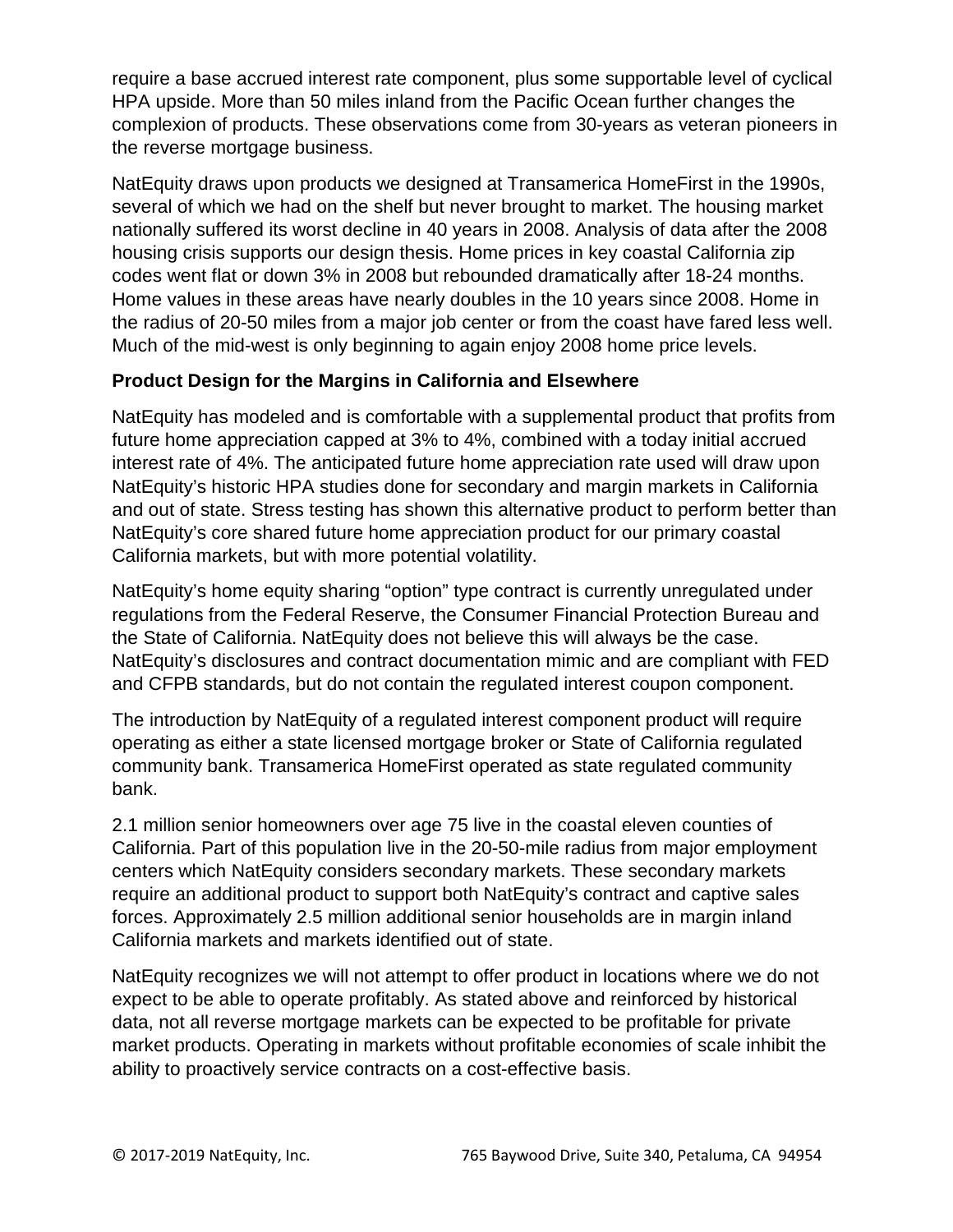require a base accrued interest rate component, plus some supportable level of cyclical HPA upside. More than 50 miles inland from the Pacific Ocean further changes the complexion of products. These observations come from 30-years as veteran pioneers in the reverse mortgage business.

NatEquity draws upon products we designed at Transamerica HomeFirst in the 1990s, several of which we had on the shelf but never brought to market. The housing market nationally suffered its worst decline in 40 years in 2008. Analysis of data after the 2008 housing crisis supports our design thesis. Home prices in key coastal California zip codes went flat or down 3% in 2008 but rebounded dramatically after 18-24 months. Home values in these areas have nearly doubles in the 10 years since 2008. Home in the radius of 20-50 miles from a major job center or from the coast have fared less well. Much of the mid-west is only beginning to again enjoy 2008 home price levels.

**Product Design for the Margins in California and Elsewhere**

NatEquity has modeled and is comfortable with a supplemental product that profits from future home appreciation capped at 3% to 4%, combined with a today initial accrued interest rate of 4%. The anticipated future home appreciation rate used will draw upon NatEquity's historic HPA studies done for secondary and margin markets in California and out of state. Stress testing has shown this alternative product to perform better than NatEquity's core shared future home appreciation product for our primary coastal California markets, but with more potential volatility.

NatEquity's home equity sharing "option" type contract is currently unregulated under regulations from the Federal Reserve, the Consumer Financial Protection Bureau and the State of California. NatEquity does not believe this will always be the case. NatEquity's disclosures and contract documentation mimic and are compliant with FED and CFPB standards, but do not contain the regulated interest coupon component.

The introduction by NatEquity of a regulated interest component product will require operating as either a state licensed mortgage broker or State of California regulated community bank. Transamerica HomeFirst operated as state regulated community bank.

2.1 million senior homeowners over age 75 live in the coastal eleven counties of California. Part of this population live in the 20-50-mile radius from major employment centers which NatEquity considers secondary markets. These secondary markets require an additional product to support both NatEquity's contract and captive sales forces. Approximately 2.5 million additional senior households are in margin inland California markets and markets identified out of state.

NatEquity recognizes we will not attempt to offer product in locations where we do not expect to be able to operate profitably. As stated above and reinforced by historical data, not all reverse mortgage markets can be expected to be profitable for private market products. Operating in markets without profitable economies of scale inhibit the ability to proactively service contracts on a cost-effective basis.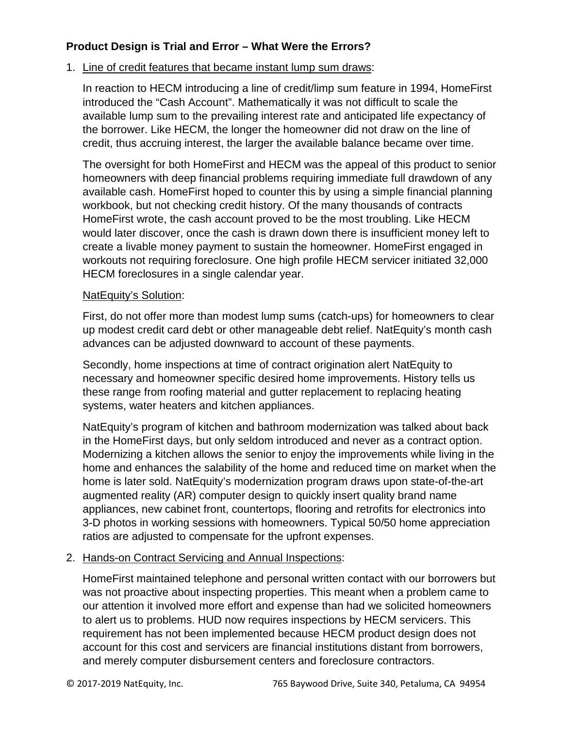**Product Design is Trial and Error – What Were the Errors?**

1. <u>Line of credit features that became instant lump sum draws</u>:

   In reaction to HECM introducing a line of credit/limp sum feature in 1994, HomeFirst introduced the "Cash Account". Mathematically it was not difficult to scale the available lump sum to the prevailing interest rate and anticipated life expectancy of the borrower. Like HECM, the longer the homeowner did not draw on the line of credit, thus accruing interest, the larger the available balance became over time.

   The oversight for both HomeFirst and HECM was the appeal of this product to senior homeowners with deep financial problems requiring immediate full drawdown of any available cash. HomeFirst hoped to counter this by using a simple financial planning workbook, but not checking credit history. Of the many thousands of contracts HomeFirst wrote, the cash account proved to be the most troubling. Like HECM would later discover, once the cash is drawn down there is insufficient money left to create a livable money payment to sustain the homeowner. HomeFirst engaged in workouts not requiring foreclosure. One high profile HECM servicer initiated 32,000 HECM foreclosures in a single calendar year.

   <u>NatEquity's Solution</u>:

   First, do not offer more than modest lump sums (catch-ups) for homeowners to clear up modest credit card debt or other manageable debt relief. NatEquity's month cash advances can be adjusted downward to account of these payments.

   Secondly, home inspections at time of contract origination alert NatEquity to necessary and homeowner specific desired home improvements. History tells us these range from roofing material and gutter replacement to replacing heating systems, water heaters and kitchen appliances.

   NatEquity's program of kitchen and bathroom modernization was talked about back in the HomeFirst days, but only seldom introduced and never as a contract option. Modernizing a kitchen allows the senior to enjoy the improvements while living in the home and enhances the salability of the home and reduced time on market when the home is later sold. NatEquity's modernization program draws upon state-of-the-art augmented reality (AR) computer design to quickly insert quality brand name appliances, new cabinet front, countertops, flooring and retrofits for electronics into 3-D photos in working sessions with homeowners. Typical 50/50 home appreciation ratios are adjusted to compensate for the upfront expenses.

2. <u>Hands-on Contract Servicing and Annual Inspections</u>:

   HomeFirst maintained telephone and personal written contact with our borrowers but was not proactive about inspecting properties. This meant when a problem came to our attention it involved more effort and expense than had we solicited homeowners to alert us to problems. HUD now requires inspections by HECM servicers. This requirement has not been implemented because HECM product design does not account for this cost and servicers are financial institutions distant from borrowers, and merely computer disbursement centers and foreclosure contractors.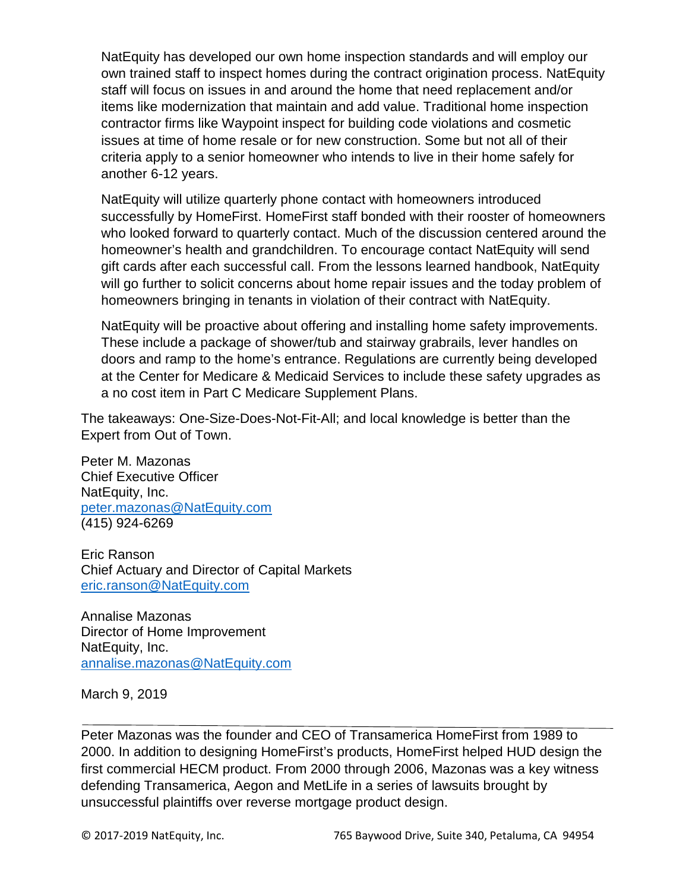NatEquity has developed our own home inspection standards and will employ our own trained staff to inspect homes during the contract origination process. NatEquity staff will focus on issues in and around the home that need replacement and/or items like modernization that maintain and add value. Traditional home inspection contractor firms like Waypoint inspect for building code violations and cosmetic issues at time of home resale or for new construction. Some but not all of their criteria apply to a senior homeowner who intends to live in their home safely for another 6-12 years.

NatEquity will utilize quarterly phone contact with homeowners introduced successfully by HomeFirst. HomeFirst staff bonded with their rooster of homeowners who looked forward to quarterly contact. Much of the discussion centered around the homeowner's health and grandchildren. To encourage contact NatEquity will send gift cards after each successful call. From the lessons learned handbook, NatEquity will go further to solicit concerns about home repair issues and the today problem of homeowners bringing in tenants in violation of their contract with NatEquity.

NatEquity will be proactive about offering and installing home safety improvements. These include a package of shower/tub and stairway grabrails, lever handles on doors and ramp to the home's entrance. Regulations are currently being developed at the Center for Medicare & Medicaid Services to include these safety upgrades as a no cost item in Part C Medicare Supplement Plans.

The takeaways: One-Size-Does-Not-Fit-All; and local knowledge is better than the Expert from Out of Town.

Peter M. Mazonas
Chief Executive Officer
NatEquity, Inc.
peter.mazonas@NatEquity.com
(415) 924-6269

Eric Ranson
Chief Actuary and Director of Capital Markets
eric.ranson@NatEquity.com

Annalise Mazonas
Director of Home Improvement
NatEquity, Inc.
annalise.mazonas@NatEquity.com

March 9, 2019

---

Peter Mazonas was the founder and CEO of Transamerica HomeFirst from 1989 to 2000. In addition to designing HomeFirst's products, HomeFirst helped HUD design the first commercial HECM product. From 2000 through 2006, Mazonas was a key witness defending Transamerica, Aegon and MetLife in a series of lawsuits brought by unsuccessful plaintiffs over reverse mortgage product design.